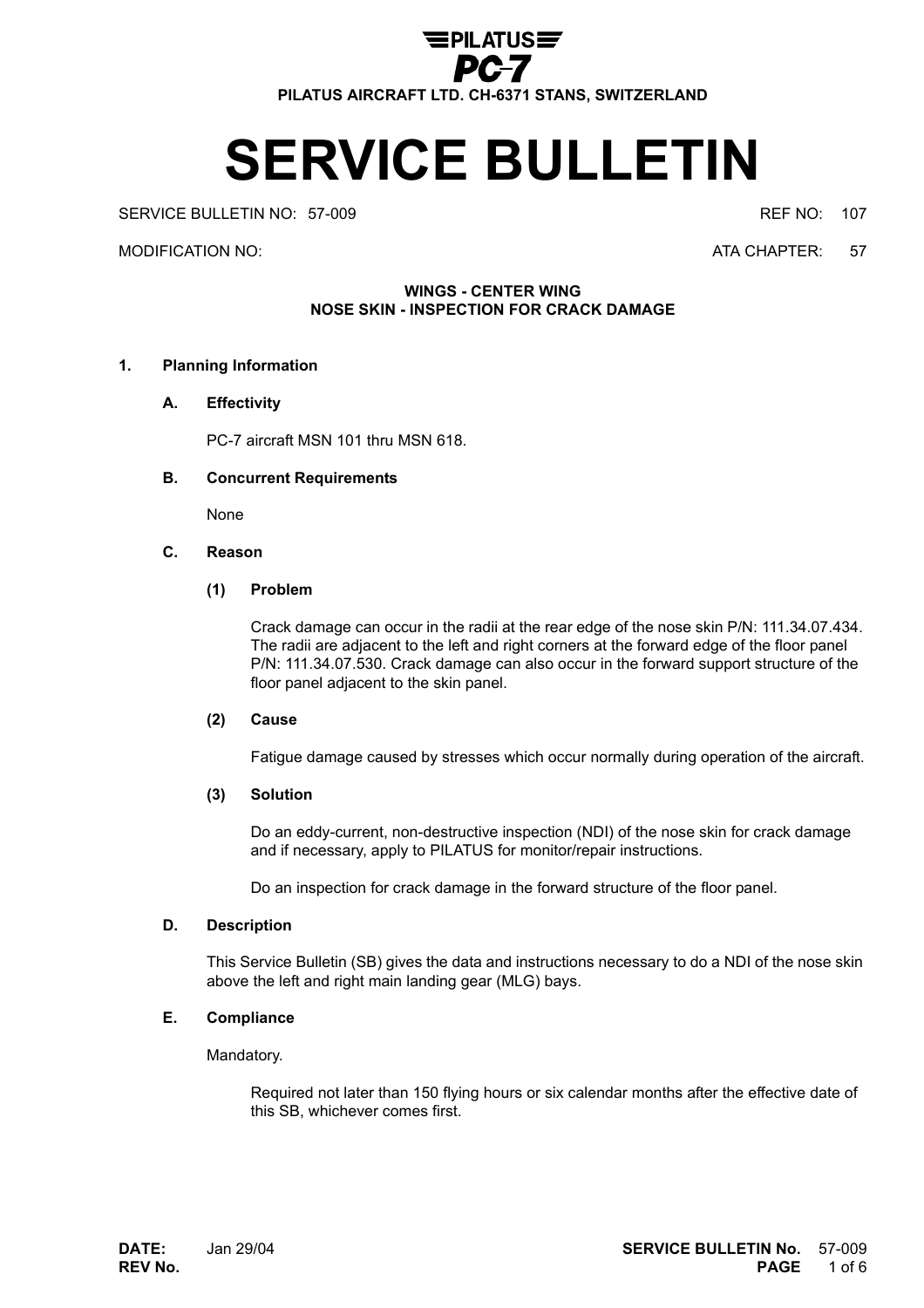PILATUS
PC-7
PILATUS AIRCRAFT LTD. CH-6371 STANS, SWITZERLAND

# SERVICE BULLETIN

SERVICE BULLETIN NO: 57-009 REF NO: 107

MODIFICATION NO: ATA CHAPTER: 57

**WINGS - CENTER WING**
**NOSE SKIN - INSPECTION FOR CRACK DAMAGE**

## 1. Planning Information

### A. Effectivity

PC-7 aircraft MSN 101 thru MSN 618.

### B. Concurrent Requirements

None

### C. Reason

#### (1) Problem

Crack damage can occur in the radii at the rear edge of the nose skin P/N: 111.34.07.434. The radii are adjacent to the left and right corners at the forward edge of the floor panel P/N: 111.34.07.530. Crack damage can also occur in the forward support structure of the floor panel adjacent to the skin panel.

#### (2) Cause

Fatigue damage caused by stresses which occur normally during operation of the aircraft.

#### (3) Solution

Do an eddy-current, non-destructive inspection (NDI) of the nose skin for crack damage and if necessary, apply to PILATUS for monitor/repair instructions.

Do an inspection for crack damage in the forward structure of the floor panel.

### D. Description

This Service Bulletin (SB) gives the data and instructions necessary to do a NDI of the nose skin above the left and right main landing gear (MLG) bays.

### E. Compliance

Mandatory.

Required not later than 150 flying hours or six calendar months after the effective date of this SB, whichever comes first.

**DATE:** Jan 29/04
**REV No.**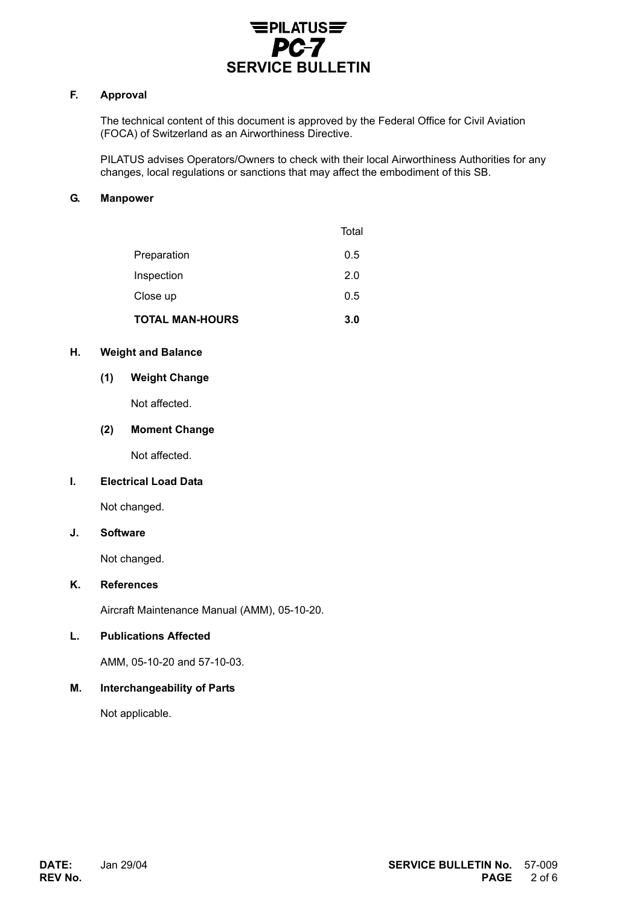### F. Approval

The technical content of this document is approved by the Federal Office for Civil Aviation (FOCA) of Switzerland as an Airworthiness Directive.

PILATUS advises Operators/Owners to check with their local Airworthiness Authorities for any changes, local regulations or sanctions that may affect the embodiment of this SB.

### G. Manpower

| | Total |
|---|---|
| Preparation | 0.5 |
| Inspection | 2.0 |
| Close up | 0.5 |
| **TOTAL MAN-HOURS** | **3.0** |

### H. Weight and Balance

**(1) Weight Change**

Not affected.

**(2) Moment Change**

Not affected.

### I. Electrical Load Data

Not changed.

### J. Software

Not changed.

### K. References

Aircraft Maintenance Manual (AMM), 05-10-20.

### L. Publications Affected

AMM, 05-10-20 and 57-10-03.

### M. Interchangeability of Parts

Not applicable.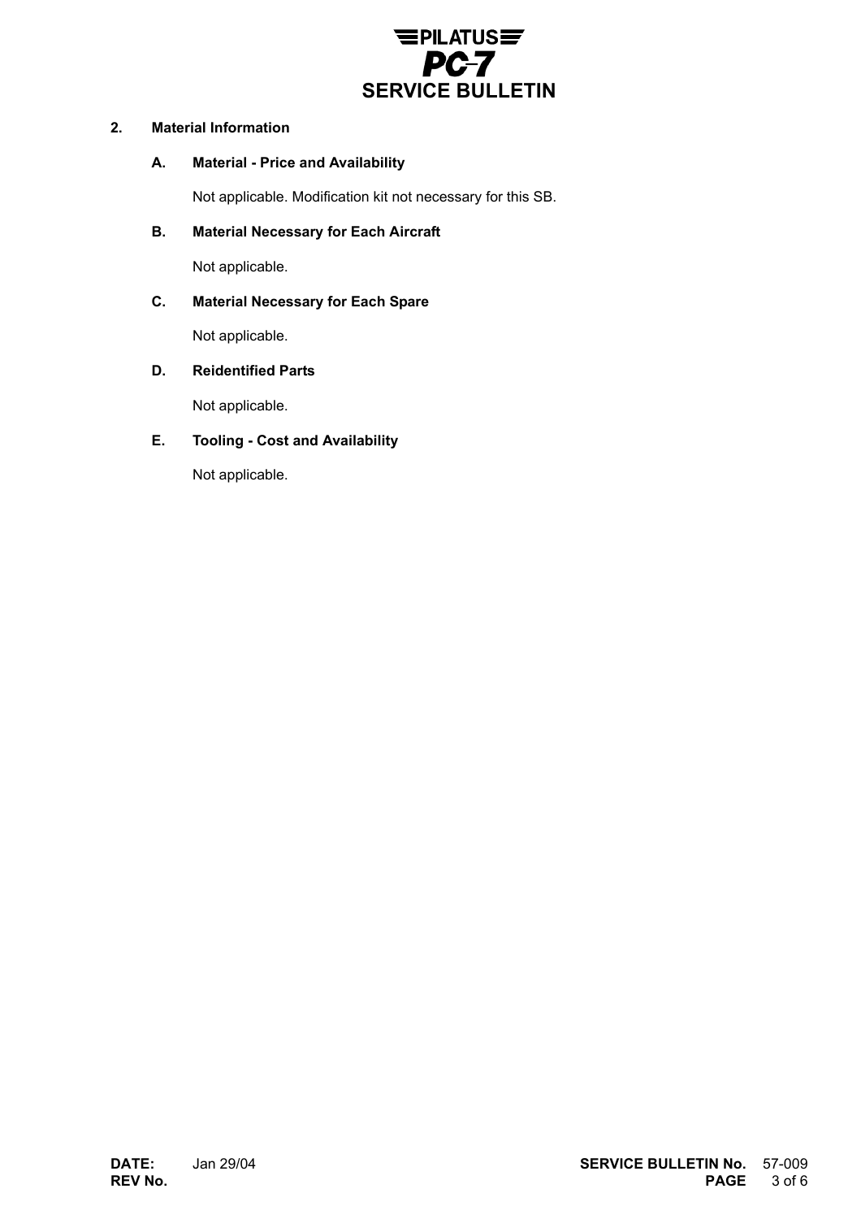## 2. Material Information

### A. Material - Price and Availability

Not applicable. Modification kit not necessary for this SB.

### B. Material Necessary for Each Aircraft

Not applicable.

### C. Material Necessary for Each Spare

Not applicable.

### D. Reidentified Parts

Not applicable.

### E. Tooling - Cost and Availability

Not applicable.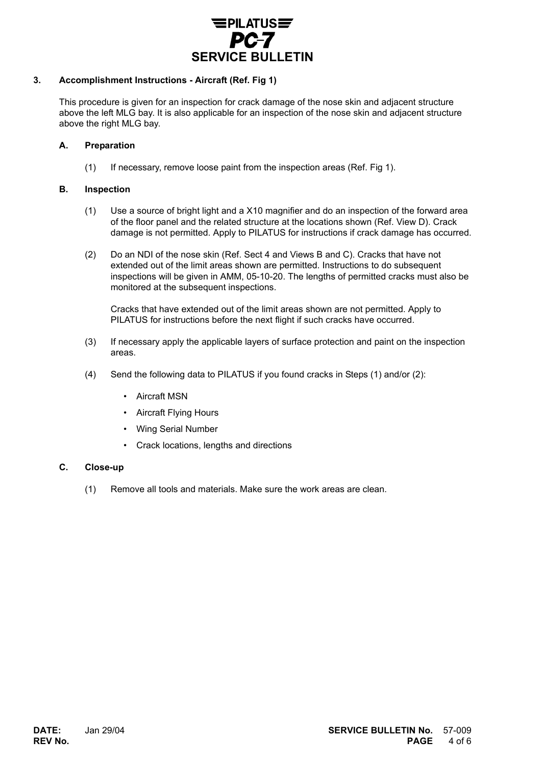### 3. Accomplishment Instructions - Aircraft (Ref. Fig 1)

This procedure is given for an inspection for crack damage of the nose skin and adjacent structure above the left MLG bay. It is also applicable for an inspection of the nose skin and adjacent structure above the right MLG bay.

#### A. Preparation

(1) If necessary, remove loose paint from the inspection areas (Ref. Fig 1).

#### B. Inspection

(1) Use a source of bright light and a X10 magnifier and do an inspection of the forward area of the floor panel and the related structure at the locations shown (Ref. View D). Crack damage is not permitted. Apply to PILATUS for instructions if crack damage has occurred.

(2) Do an NDI of the nose skin (Ref. Sect 4 and Views B and C). Cracks that have not extended out of the limit areas shown are permitted. Instructions to do subsequent inspections will be given in AMM, 05-10-20. The lengths of permitted cracks must also be monitored at the subsequent inspections.

Cracks that have extended out of the limit areas shown are not permitted. Apply to PILATUS for instructions before the next flight if such cracks have occurred.

(3) If necessary apply the applicable layers of surface protection and paint on the inspection areas.

(4) Send the following data to PILATUS if you found cracks in Steps (1) and/or (2):

- Aircraft MSN
- Aircraft Flying Hours
- Wing Serial Number
- Crack locations, lengths and directions

#### C. Close-up

(1) Remove all tools and materials. Make sure the work areas are clean.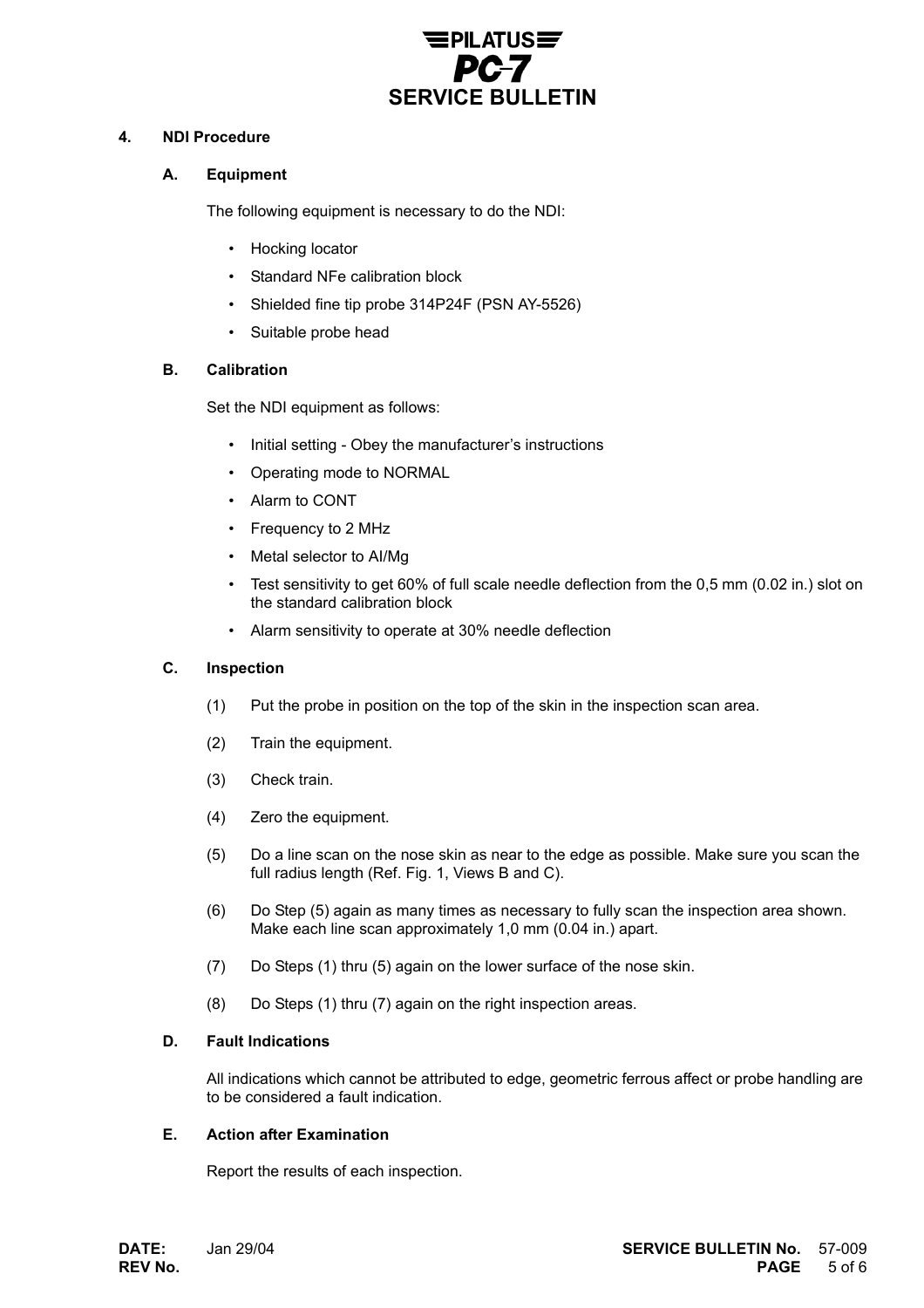## 4. NDI Procedure

### A. Equipment

The following equipment is necessary to do the NDI:

- Hocking locator
- Standard NFe calibration block
- Shielded fine tip probe 314P24F (PSN AY-5526)
- Suitable probe head

### B. Calibration

Set the NDI equipment as follows:

- Initial setting - Obey the manufacturer's instructions
- Operating mode to NORMAL
- Alarm to CONT
- Frequency to 2 MHz
- Metal selector to Al/Mg
- Test sensitivity to get 60% of full scale needle deflection from the 0,5 mm (0.02 in.) slot on the standard calibration block
- Alarm sensitivity to operate at 30% needle deflection

### C. Inspection

(1) Put the probe in position on the top of the skin in the inspection scan area.

(2) Train the equipment.

(3) Check train.

(4) Zero the equipment.

(5) Do a line scan on the nose skin as near to the edge as possible. Make sure you scan the full radius length (Ref. Fig. 1, Views B and C).

(6) Do Step (5) again as many times as necessary to fully scan the inspection area shown. Make each line scan approximately 1,0 mm (0.04 in.) apart.

(7) Do Steps (1) thru (5) again on the lower surface of the nose skin.

(8) Do Steps (1) thru (7) again on the right inspection areas.

### D. Fault Indications

All indications which cannot be attributed to edge, geometric ferrous affect or probe handling are to be considered a fault indication.

### E. Action after Examination

Report the results of each inspection.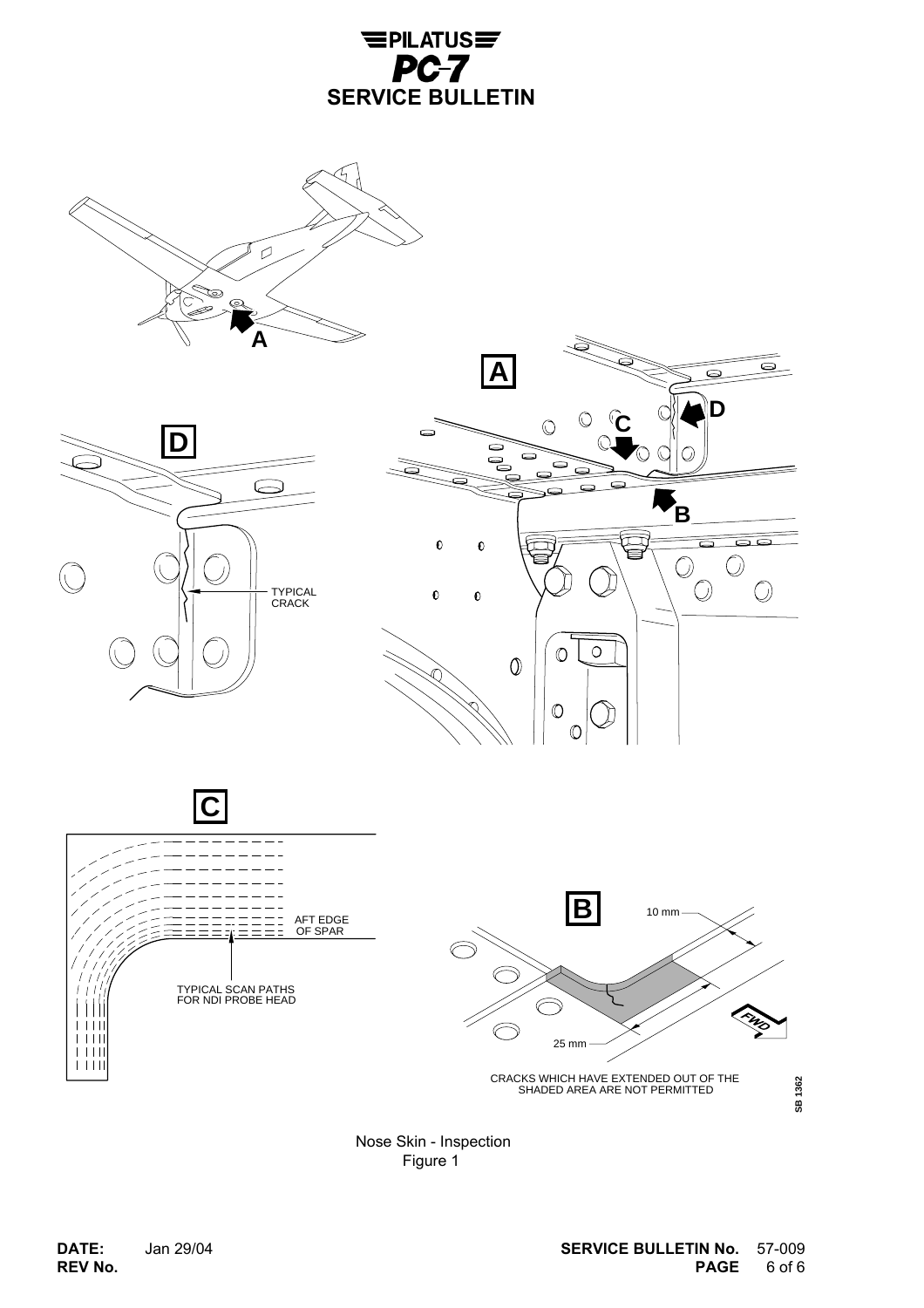A

D

C

B

TYPICAL CRACK

AFT EDGE OF SPAR

TYPICAL SCAN PATHS FOR NDI PROBE HEAD

10 mm

25 mm

FWD

CRACKS WHICH HAVE EXTENDED OUT OF THE SHADED AREA ARE NOT PERMITTED

SB 1362

Nose Skin - Inspection
Figure 1